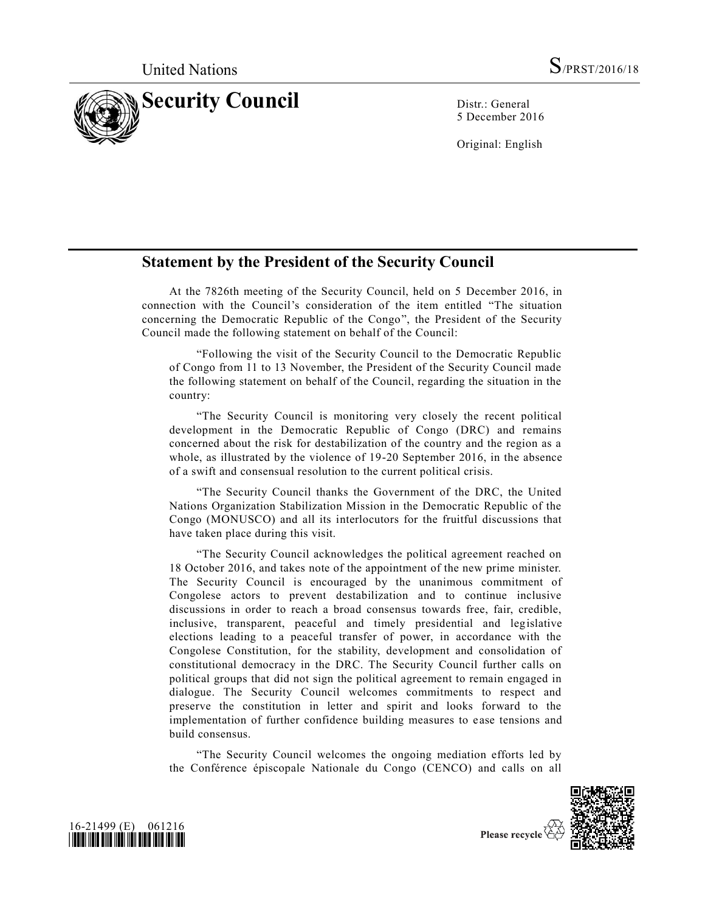United Nations

S/PRST/2016/18

# Security Council

Distr.: General
5 December 2016

Original: English

## Statement by the President of the Security Council

At the 7826th meeting of the Security Council, held on 5 December 2016, in connection with the Council's consideration of the item entitled "The situation concerning the Democratic Republic of the Congo", the President of the Security Council made the following statement on behalf of the Council:

"Following the visit of the Security Council to the Democratic Republic of Congo from 11 to 13 November, the President of the Security Council made the following statement on behalf of the Council, regarding the situation in the country:

"The Security Council is monitoring very closely the recent political development in the Democratic Republic of Congo (DRC) and remains concerned about the risk for destabilization of the country and the region as a whole, as illustrated by the violence of 19-20 September 2016, in the absence of a swift and consensual resolution to the current political crisis.

"The Security Council thanks the Government of the DRC, the United Nations Organization Stabilization Mission in the Democratic Republic of the Congo (MONUSCO) and all its interlocutors for the fruitful discussions that have taken place during this visit.

"The Security Council acknowledges the political agreement reached on 18 October 2016, and takes note of the appointment of the new prime minister. The Security Council is encouraged by the unanimous commitment of Congolese actors to prevent destabilization and to continue inclusive discussions in order to reach a broad consensus towards free, fair, credible, inclusive, transparent, peaceful and timely presidential and legislative elections leading to a peaceful transfer of power, in accordance with the Congolese Constitution, for the stability, development and consolidation of constitutional democracy in the DRC. The Security Council further calls on political groups that did not sign the political agreement to remain engaged in dialogue. The Security Council welcomes commitments to respect and preserve the constitution in letter and spirit and looks forward to the implementation of further confidence building measures to ease tensions and build consensus.

"The Security Council welcomes the ongoing mediation efforts led by the Conférence épiscopale Nationale du Congo (CENCO) and calls on all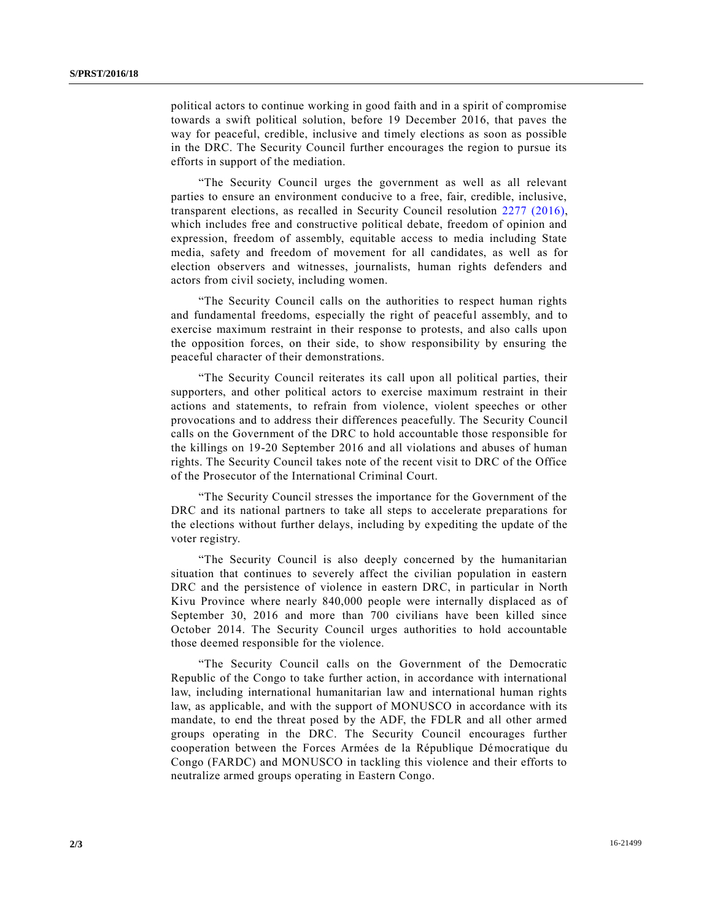political actors to continue working in good faith and in a spirit of compromise towards a swift political solution, before 19 December 2016, that paves the way for peaceful, credible, inclusive and timely elections as soon as possible in the DRC. The Security Council further encourages the region to pursue its efforts in support of the mediation.

"The Security Council urges the government as well as all relevant parties to ensure an environment conducive to a free, fair, credible, inclusive, transparent elections, as recalled in Security Council resolution 2277 (2016), which includes free and constructive political debate, freedom of opinion and expression, freedom of assembly, equitable access to media including State media, safety and freedom of movement for all candidates, as well as for election observers and witnesses, journalists, human rights defenders and actors from civil society, including women.

"The Security Council calls on the authorities to respect human rights and fundamental freedoms, especially the right of peaceful assembly, and to exercise maximum restraint in their response to protests, and also calls upon the opposition forces, on their side, to show responsibility by ensuring the peaceful character of their demonstrations.

"The Security Council reiterates its call upon all political parties, their supporters, and other political actors to exercise maximum restraint in their actions and statements, to refrain from violence, violent speeches or other provocations and to address their differences peacefully. The Security Council calls on the Government of the DRC to hold accountable those responsible for the killings on 19-20 September 2016 and all violations and abuses of human rights. The Security Council takes note of the recent visit to DRC of the Office of the Prosecutor of the International Criminal Court.

"The Security Council stresses the importance for the Government of the DRC and its national partners to take all steps to accelerate preparations for the elections without further delays, including by expediting the update of the voter registry.

"The Security Council is also deeply concerned by the humanitarian situation that continues to severely affect the civilian population in eastern DRC and the persistence of violence in eastern DRC, in particular in North Kivu Province where nearly 840,000 people were internally displaced as of September 30, 2016 and more than 700 civilians have been killed since October 2014. The Security Council urges authorities to hold accountable those deemed responsible for the violence.

"The Security Council calls on the Government of the Democratic Republic of the Congo to take further action, in accordance with international law, including international humanitarian law and international human rights law, as applicable, and with the support of MONUSCO in accordance with its mandate, to end the threat posed by the ADF, the FDLR and all other armed groups operating in the DRC. The Security Council encourages further cooperation between the Forces Armées de la République Démocratique du Congo (FARDC) and MONUSCO in tackling this violence and their efforts to neutralize armed groups operating in Eastern Congo.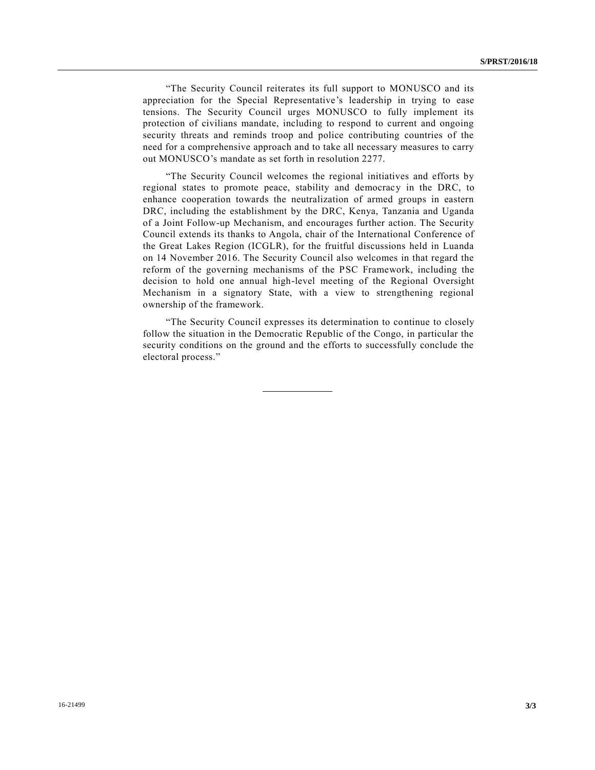"The Security Council reiterates its full support to MONUSCO and its appreciation for the Special Representative's leadership in trying to ease tensions. The Security Council urges MONUSCO to fully implement its protection of civilians mandate, including to respond to current and ongoing security threats and reminds troop and police contributing countries of the need for a comprehensive approach and to take all necessary measures to carry out MONUSCO's mandate as set forth in resolution 2277.

"The Security Council welcomes the regional initiatives and efforts by regional states to promote peace, stability and democracy in the DRC, to enhance cooperation towards the neutralization of armed groups in eastern DRC, including the establishment by the DRC, Kenya, Tanzania and Uganda of a Joint Follow-up Mechanism, and encourages further action. The Security Council extends its thanks to Angola, chair of the International Conference of the Great Lakes Region (ICGLR), for the fruitful discussions held in Luanda on 14 November 2016. The Security Council also welcomes in that regard the reform of the governing mechanisms of the PSC Framework, including the decision to hold one annual high-level meeting of the Regional Oversight Mechanism in a signatory State, with a view to strengthening regional ownership of the framework.

"The Security Council expresses its determination to continue to closely follow the situation in the Democratic Republic of the Congo, in particular the security conditions on the ground and the efforts to successfully conclude the electoral process."